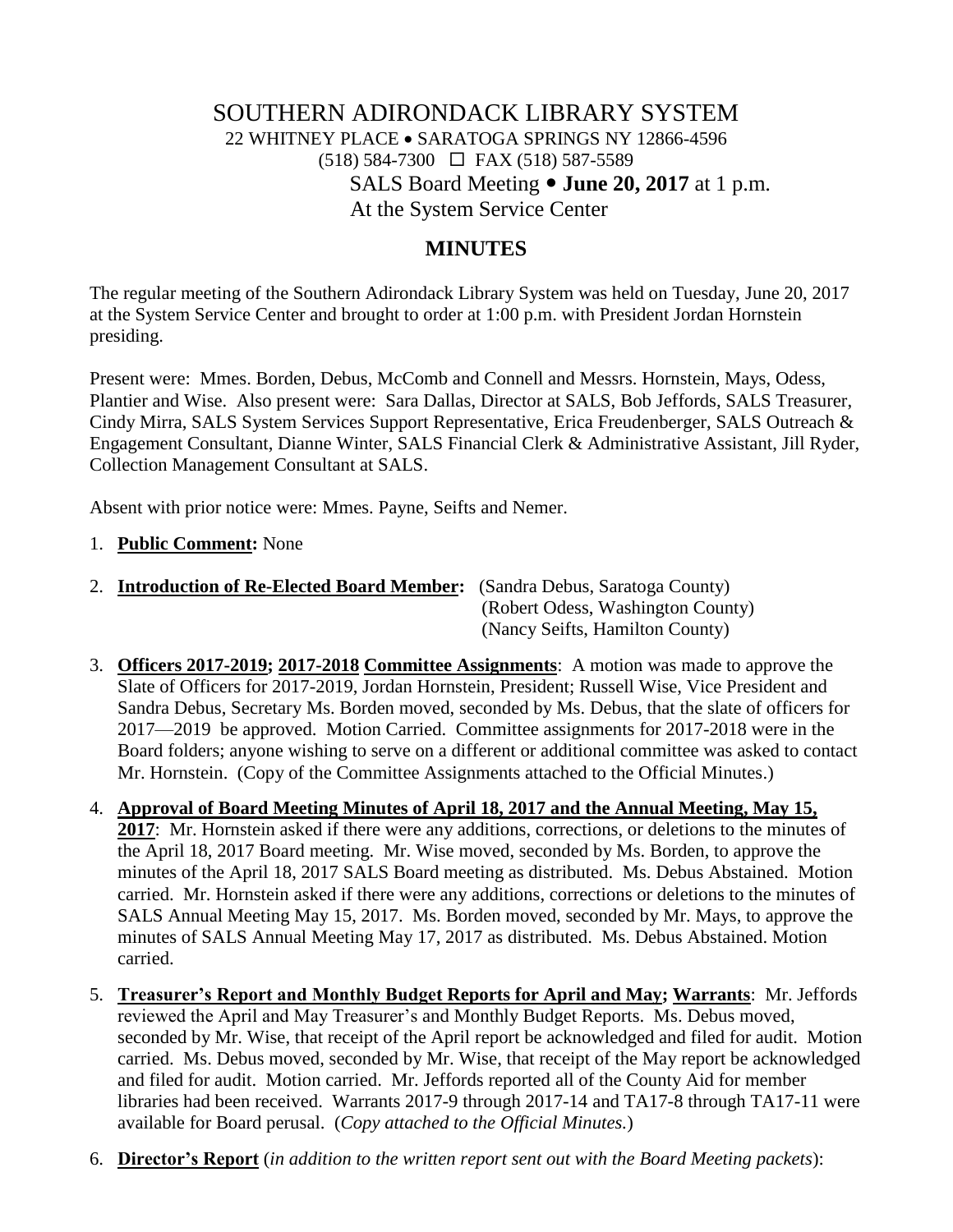# SOUTHERN ADIRONDACK LIBRARY SYSTEM

22 WHITNEY PLACE • SARATOGA SPRINGS NY 12866-4596
(518) 584-7300 ☐ FAX (518) 587-5589
SALS Board Meeting • **June 20, 2017** at 1 p.m.
At the System Service Center

## MINUTES

The regular meeting of the Southern Adirondack Library System was held on Tuesday, June 20, 2017 at the System Service Center and brought to order at 1:00 p.m. with President Jordan Hornstein presiding.

Present were: Mmes. Borden, Debus, McComb and Connell and Messrs. Hornstein, Mays, Odess, Plantier and Wise. Also present were: Sara Dallas, Director at SALS, Bob Jeffords, SALS Treasurer, Cindy Mirra, SALS System Services Support Representative, Erica Freudenberger, SALS Outreach & Engagement Consultant, Dianne Winter, SALS Financial Clerk & Administrative Assistant, Jill Ryder, Collection Management Consultant at SALS.

Absent with prior notice were: Mmes. Payne, Seifts and Nemer.

1. **Public Comment:** None

2. **Introduction of Re-Elected Board Member:** (Sandra Debus, Saratoga County)
   (Robert Odess, Washington County)
   (Nancy Seifts, Hamilton County)

3. **Officers 2017-2019; 2017-2018 Committee Assignments**: A motion was made to approve the Slate of Officers for 2017-2019, Jordan Hornstein, President; Russell Wise, Vice President and Sandra Debus, Secretary Ms. Borden moved, seconded by Ms. Debus, that the slate of officers for 2017—2019 be approved. Motion Carried. Committee assignments for 2017-2018 were in the Board folders; anyone wishing to serve on a different or additional committee was asked to contact Mr. Hornstein. (Copy of the Committee Assignments attached to the Official Minutes.)

4. **Approval of Board Meeting Minutes of April 18, 2017 and the Annual Meeting, May 15, 2017**: Mr. Hornstein asked if there were any additions, corrections, or deletions to the minutes of the April 18, 2017 Board meeting. Mr. Wise moved, seconded by Ms. Borden, to approve the minutes of the April 18, 2017 SALS Board meeting as distributed. Ms. Debus Abstained. Motion carried. Mr. Hornstein asked if there were any additions, corrections or deletions to the minutes of SALS Annual Meeting May 15, 2017. Ms. Borden moved, seconded by Mr. Mays, to approve the minutes of SALS Annual Meeting May 17, 2017 as distributed. Ms. Debus Abstained. Motion carried.

5. **Treasurer's Report and Monthly Budget Reports for April and May; Warrants**: Mr. Jeffords reviewed the April and May Treasurer's and Monthly Budget Reports. Ms. Debus moved, seconded by Mr. Wise, that receipt of the April report be acknowledged and filed for audit. Motion carried. Ms. Debus moved, seconded by Mr. Wise, that receipt of the May report be acknowledged and filed for audit. Motion carried. Mr. Jeffords reported all of the County Aid for member libraries had been received. Warrants 2017-9 through 2017-14 and TA17-8 through TA17-11 were available for Board perusal. (*Copy attached to the Official Minutes.*)

6. **Director's Report** (*in addition to the written report sent out with the Board Meeting packets*):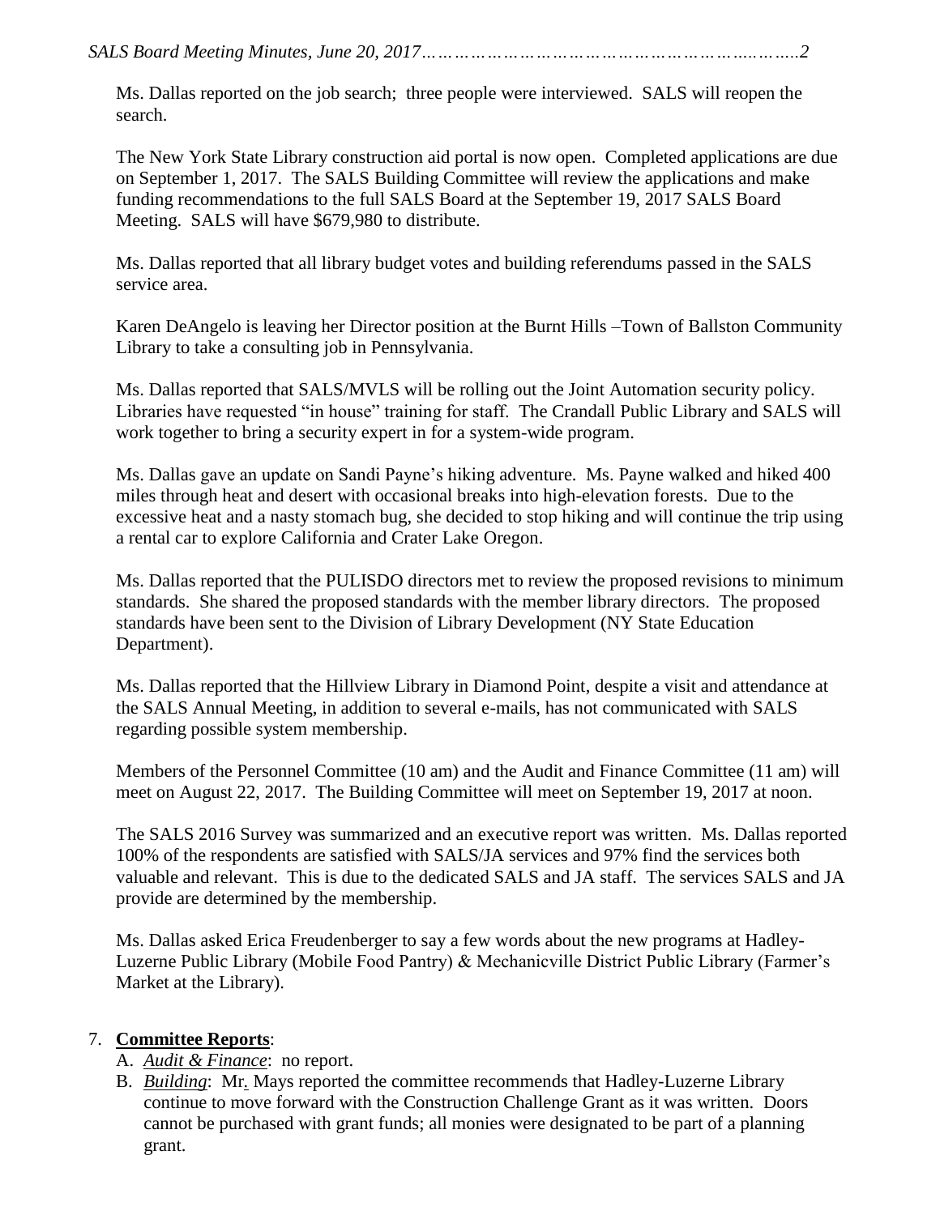Ms. Dallas reported on the job search;  three people were interviewed.  SALS will reopen the search.

The New York State Library construction aid portal is now open.  Completed applications are due on September 1, 2017.  The SALS Building Committee will review the applications and make funding recommendations to the full SALS Board at the September 19, 2017 SALS Board Meeting.  SALS will have $679,980 to distribute.

Ms. Dallas reported that all library budget votes and building referendums passed in the SALS service area.

Karen DeAngelo is leaving her Director position at the Burnt Hills –Town of Ballston Community Library to take a consulting job in Pennsylvania.

Ms. Dallas reported that SALS/MVLS will be rolling out the Joint Automation security policy. Libraries have requested "in house" training for staff.  The Crandall Public Library and SALS will work together to bring a security expert in for a system-wide program.

Ms. Dallas gave an update on Sandi Payne's hiking adventure.  Ms. Payne walked and hiked 400 miles through heat and desert with occasional breaks into high-elevation forests.  Due to the excessive heat and a nasty stomach bug, she decided to stop hiking and will continue the trip using a rental car to explore California and Crater Lake Oregon.

Ms. Dallas reported that the PULISDO directors met to review the proposed revisions to minimum standards.  She shared the proposed standards with the member library directors.  The proposed standards have been sent to the Division of Library Development (NY State Education Department).

Ms. Dallas reported that the Hillview Library in Diamond Point, despite a visit and attendance at the SALS Annual Meeting, in addition to several e-mails, has not communicated with SALS regarding possible system membership.

Members of the Personnel Committee (10 am) and the Audit and Finance Committee (11 am) will meet on August 22, 2017.  The Building Committee will meet on September 19, 2017 at noon.

The SALS 2016 Survey was summarized and an executive report was written.  Ms. Dallas reported 100% of the respondents are satisfied with SALS/JA services and 97% find the services both valuable and relevant.  This is due to the dedicated SALS and JA staff.  The services SALS and JA provide are determined by the membership.

Ms. Dallas asked Erica Freudenberger to say a few words about the new programs at Hadley-Luzerne Public Library (Mobile Food Pantry) & Mechanicville District Public Library (Farmer's Market at the Library).

7. **<u>Committee Reports</u>**:
   A. *<u>Audit & Finance</u>*:  no report.
   B. *<u>Building</u>*:  Mr. Mays reported the committee recommends that Hadley-Luzerne Library continue to move forward with the Construction Challenge Grant as it was written.  Doors cannot be purchased with grant funds; all monies were designated to be part of a planning grant.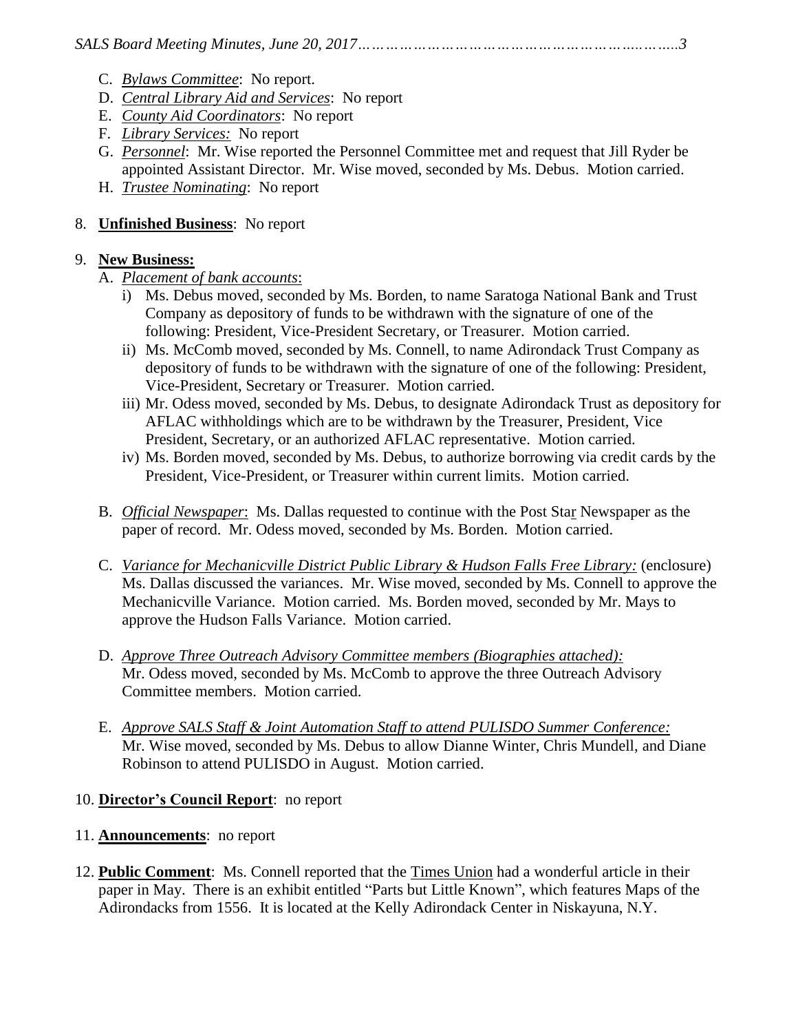C. *Bylaws Committee*: No report.
D. *Central Library Aid and Services*: No report
E. *County Aid Coordinators*: No report
F. *Library Services:* No report
G. *Personnel*: Mr. Wise reported the Personnel Committee met and request that Jill Ryder be appointed Assistant Director. Mr. Wise moved, seconded by Ms. Debus. Motion carried.
H. *Trustee Nominating*: No report

8. **Unfinished Business**: No report

9. **New Business:**

A. *Placement of bank accounts*:
   i) Ms. Debus moved, seconded by Ms. Borden, to name Saratoga National Bank and Trust Company as depository of funds to be withdrawn with the signature of one of the following: President, Vice-President Secretary, or Treasurer. Motion carried.
   ii) Ms. McComb moved, seconded by Ms. Connell, to name Adirondack Trust Company as depository of funds to be withdrawn with the signature of one of the following: President, Vice-President, Secretary or Treasurer. Motion carried.
   iii) Mr. Odess moved, seconded by Ms. Debus, to designate Adirondack Trust as depository for AFLAC withholdings which are to be withdrawn by the Treasurer, President, Vice President, Secretary, or an authorized AFLAC representative. Motion carried.
   iv) Ms. Borden moved, seconded by Ms. Debus, to authorize borrowing via credit cards by the President, Vice-President, or Treasurer within current limits. Motion carried.

B. *Official Newspaper*: Ms. Dallas requested to continue with the Post Star Newspaper as the paper of record. Mr. Odess moved, seconded by Ms. Borden. Motion carried.

C. *Variance for Mechanicville District Public Library & Hudson Falls Free Library:* (enclosure) Ms. Dallas discussed the variances. Mr. Wise moved, seconded by Ms. Connell to approve the Mechanicville Variance. Motion carried. Ms. Borden moved, seconded by Mr. Mays to approve the Hudson Falls Variance. Motion carried.

D. *Approve Three Outreach Advisory Committee members (Biographies attached):* Mr. Odess moved, seconded by Ms. McComb to approve the three Outreach Advisory Committee members. Motion carried.

E. *Approve SALS Staff & Joint Automation Staff to attend PULISDO Summer Conference:* Mr. Wise moved, seconded by Ms. Debus to allow Dianne Winter, Chris Mundell, and Diane Robinson to attend PULISDO in August. Motion carried.

10. **Director's Council Report**: no report

11. **Announcements**: no report

12. **Public Comment**: Ms. Connell reported that the Times Union had a wonderful article in their paper in May. There is an exhibit entitled "Parts but Little Known", which features Maps of the Adirondacks from 1556. It is located at the Kelly Adirondack Center in Niskayuna, N.Y.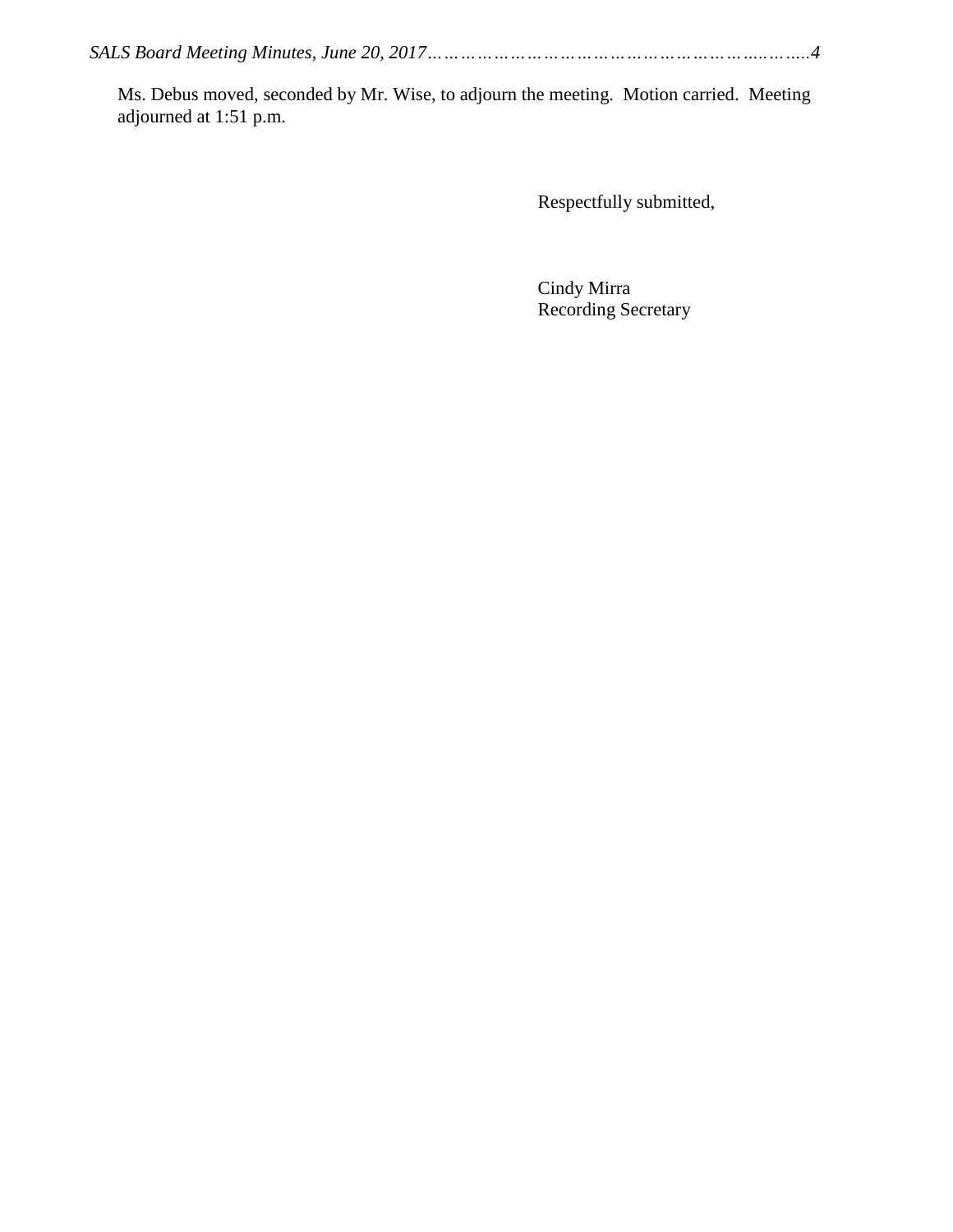Ms. Debus moved, seconded by Mr. Wise, to adjourn the meeting. Motion carried. Meeting adjourned at 1:51 p.m.

Respectfully submitted,

Cindy Mirra
Recording Secretary